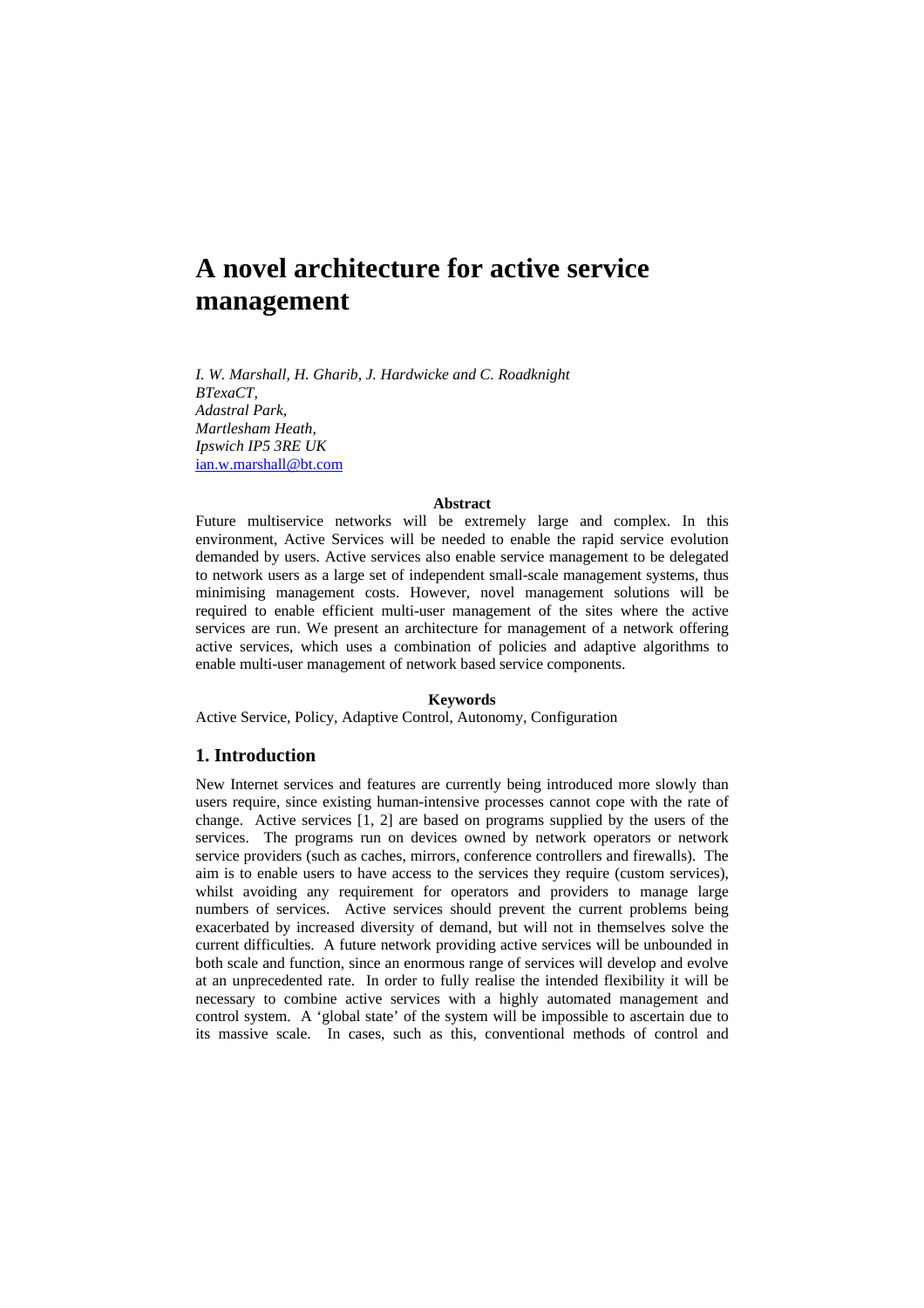# A novel architecture for active service management

*I. W. Marshall, H. Gharib, J. Hardwicke and C. Roadknight*
*BTexaCT,*
*Adastral Park,*
*Martlesham Heath,*
*Ipswich IP5 3RE UK*
ian.w.marshall@bt.com

**Abstract**

Future multiservice networks will be extremely large and complex. In this environment, Active Services will be needed to enable the rapid service evolution demanded by users. Active services also enable service management to be delegated to network users as a large set of independent small-scale management systems, thus minimising management costs. However, novel management solutions will be required to enable efficient multi-user management of the sites where the active services are run. We present an architecture for management of a network offering active services, which uses a combination of policies and adaptive algorithms to enable multi-user management of network based service components.

**Keywords**

Active Service, Policy, Adaptive Control, Autonomy, Configuration

## 1. Introduction

New Internet services and features are currently being introduced more slowly than users require, since existing human-intensive processes cannot cope with the rate of change. Active services [1, 2] are based on programs supplied by the users of the services. The programs run on devices owned by network operators or network service providers (such as caches, mirrors, conference controllers and firewalls). The aim is to enable users to have access to the services they require (custom services), whilst avoiding any requirement for operators and providers to manage large numbers of services. Active services should prevent the current problems being exacerbated by increased diversity of demand, but will not in themselves solve the current difficulties. A future network providing active services will be unbounded in both scale and function, since an enormous range of services will develop and evolve at an unprecedented rate. In order to fully realise the intended flexibility it will be necessary to combine active services with a highly automated management and control system. A 'global state' of the system will be impossible to ascertain due to its massive scale. In cases, such as this, conventional methods of control and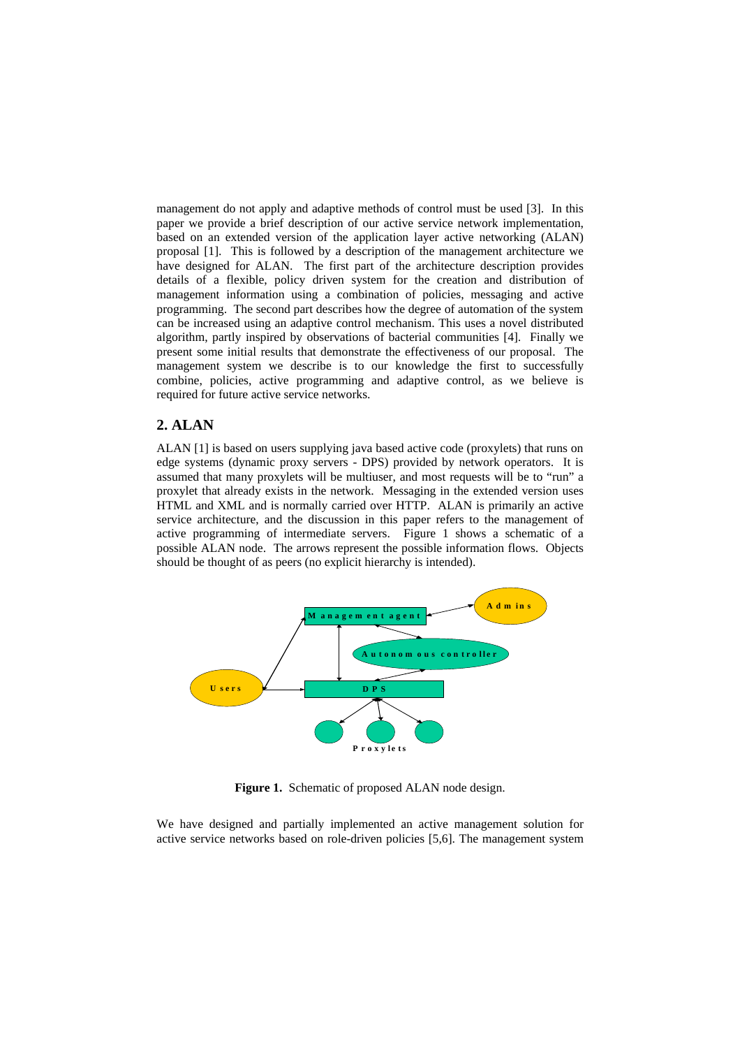management do not apply and adaptive methods of control must be used [3]. In this paper we provide a brief description of our active service network implementation, based on an extended version of the application layer active networking (ALAN) proposal [1]. This is followed by a description of the management architecture we have designed for ALAN. The first part of the architecture description provides details of a flexible, policy driven system for the creation and distribution of management information using a combination of policies, messaging and active programming. The second part describes how the degree of automation of the system can be increased using an adaptive control mechanism. This uses a novel distributed algorithm, partly inspired by observations of bacterial communities [4]. Finally we present some initial results that demonstrate the effectiveness of our proposal. The management system we describe is to our knowledge the first to successfully combine, policies, active programming and adaptive control, as we believe is required for future active service networks.

## 2. ALAN

ALAN [1] is based on users supplying java based active code (proxylets) that runs on edge systems (dynamic proxy servers - DPS) provided by network operators. It is assumed that many proxylets will be multiuser, and most requests will be to "run" a proxylet that already exists in the network. Messaging in the extended version uses HTML and XML and is normally carried over HTTP. ALAN is primarily an active service architecture, and the discussion in this paper refers to the management of active programming of intermediate servers. Figure 1 shows a schematic of a possible ALAN node. The arrows represent the possible information flows. Objects should be thought of as peers (no explicit hierarchy is intended).

**Figure 1.** Schematic of proposed ALAN node design.

We have designed and partially implemented an active management solution for active service networks based on role-driven policies [5,6]. The management system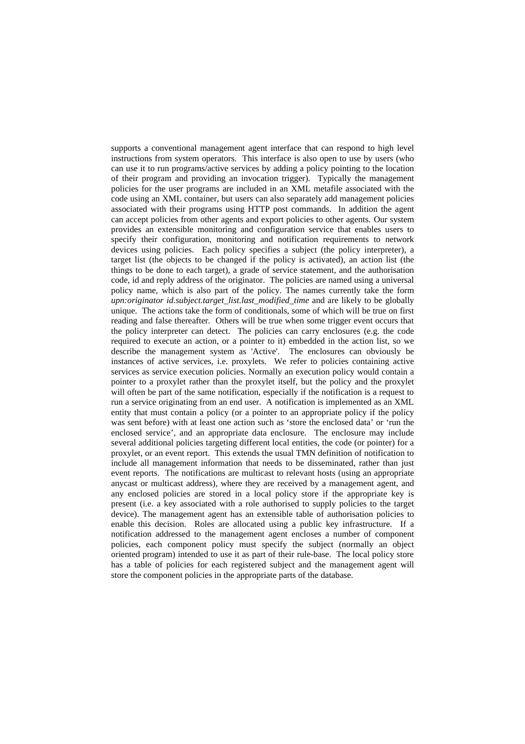supports a conventional management agent interface that can respond to high level instructions from system operators. This interface is also open to use by users (who can use it to run programs/active services by adding a policy pointing to the location of their program and providing an invocation trigger). Typically the management policies for the user programs are included in an XML metafile associated with the code using an XML container, but users can also separately add management policies associated with their programs using HTTP post commands. In addition the agent can accept policies from other agents and export policies to other agents. Our system provides an extensible monitoring and configuration service that enables users to specify their configuration, monitoring and notification requirements to network devices using policies. Each policy specifies a subject (the policy interpreter), a target list (the objects to be changed if the policy is activated), an action list (the things to be done to each target), a grade of service statement, and the authorisation code, id and reply address of the originator. The policies are named using a universal policy name, which is also part of the policy. The names currently take the form *upn:originator id.subject.target_list.last_modified_time* and are likely to be globally unique. The actions take the form of conditionals, some of which will be true on first reading and false thereafter. Others will be true when some trigger event occurs that the policy interpreter can detect. The policies can carry enclosures (e.g. the code required to execute an action, or a pointer to it) embedded in the action list, so we describe the management system as 'Active'. The enclosures can obviously be instances of active services, i.e. proxylets. We refer to policies containing active services as service execution policies. Normally an execution policy would contain a pointer to a proxylet rather than the proxylet itself, but the policy and the proxylet will often be part of the same notification, especially if the notification is a request to run a service originating from an end user. A notification is implemented as an XML entity that must contain a policy (or a pointer to an appropriate policy if the policy was sent before) with at least one action such as 'store the enclosed data' or 'run the enclosed service', and an appropriate data enclosure. The enclosure may include several additional policies targeting different local entities, the code (or pointer) for a proxylet, or an event report. This extends the usual TMN definition of notification to include all management information that needs to be disseminated, rather than just event reports. The notifications are multicast to relevant hosts (using an appropriate anycast or multicast address), where they are received by a management agent, and any enclosed policies are stored in a local policy store if the appropriate key is present (i.e. a key associated with a role authorised to supply policies to the target device). The management agent has an extensible table of authorisation policies to enable this decision. Roles are allocated using a public key infrastructure. If a notification addressed to the management agent encloses a number of component policies, each component policy must specify the subject (normally an object oriented program) intended to use it as part of their rule-base. The local policy store has a table of policies for each registered subject and the management agent will store the component policies in the appropriate parts of the database.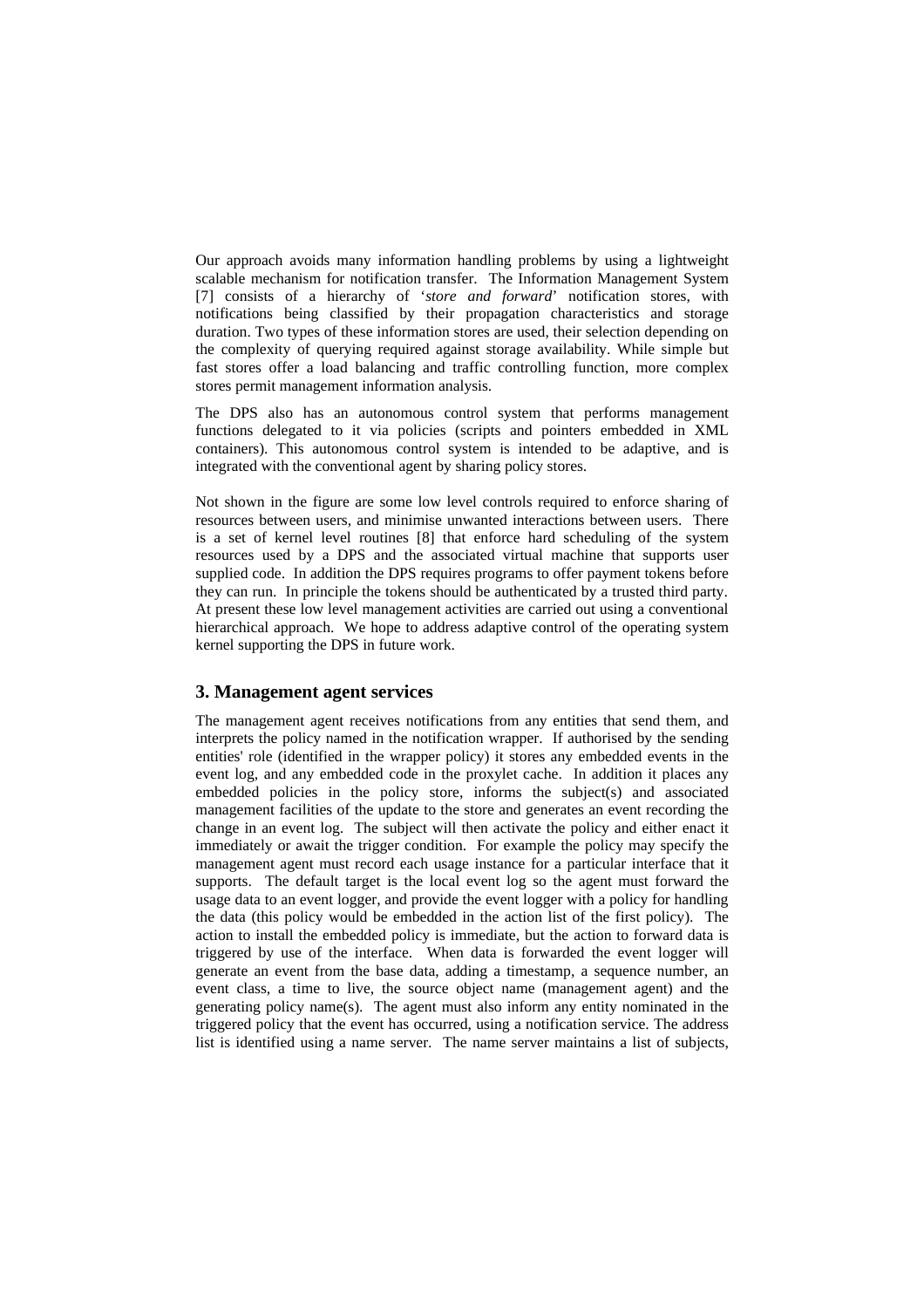Our approach avoids many information handling problems by using a lightweight scalable mechanism for notification transfer. The Information Management System [7] consists of a hierarchy of '*store and forward*' notification stores, with notifications being classified by their propagation characteristics and storage duration. Two types of these information stores are used, their selection depending on the complexity of querying required against storage availability. While simple but fast stores offer a load balancing and traffic controlling function, more complex stores permit management information analysis.

The DPS also has an autonomous control system that performs management functions delegated to it via policies (scripts and pointers embedded in XML containers). This autonomous control system is intended to be adaptive, and is integrated with the conventional agent by sharing policy stores.

Not shown in the figure are some low level controls required to enforce sharing of resources between users, and minimise unwanted interactions between users. There is a set of kernel level routines [8] that enforce hard scheduling of the system resources used by a DPS and the associated virtual machine that supports user supplied code. In addition the DPS requires programs to offer payment tokens before they can run. In principle the tokens should be authenticated by a trusted third party. At present these low level management activities are carried out using a conventional hierarchical approach. We hope to address adaptive control of the operating system kernel supporting the DPS in future work.

## 3. Management agent services

The management agent receives notifications from any entities that send them, and interprets the policy named in the notification wrapper. If authorised by the sending entities' role (identified in the wrapper policy) it stores any embedded events in the event log, and any embedded code in the proxylet cache. In addition it places any embedded policies in the policy store, informs the subject(s) and associated management facilities of the update to the store and generates an event recording the change in an event log. The subject will then activate the policy and either enact it immediately or await the trigger condition. For example the policy may specify the management agent must record each usage instance for a particular interface that it supports. The default target is the local event log so the agent must forward the usage data to an event logger, and provide the event logger with a policy for handling the data (this policy would be embedded in the action list of the first policy). The action to install the embedded policy is immediate, but the action to forward data is triggered by use of the interface. When data is forwarded the event logger will generate an event from the base data, adding a timestamp, a sequence number, an event class, a time to live, the source object name (management agent) and the generating policy name(s). The agent must also inform any entity nominated in the triggered policy that the event has occurred, using a notification service. The address list is identified using a name server. The name server maintains a list of subjects,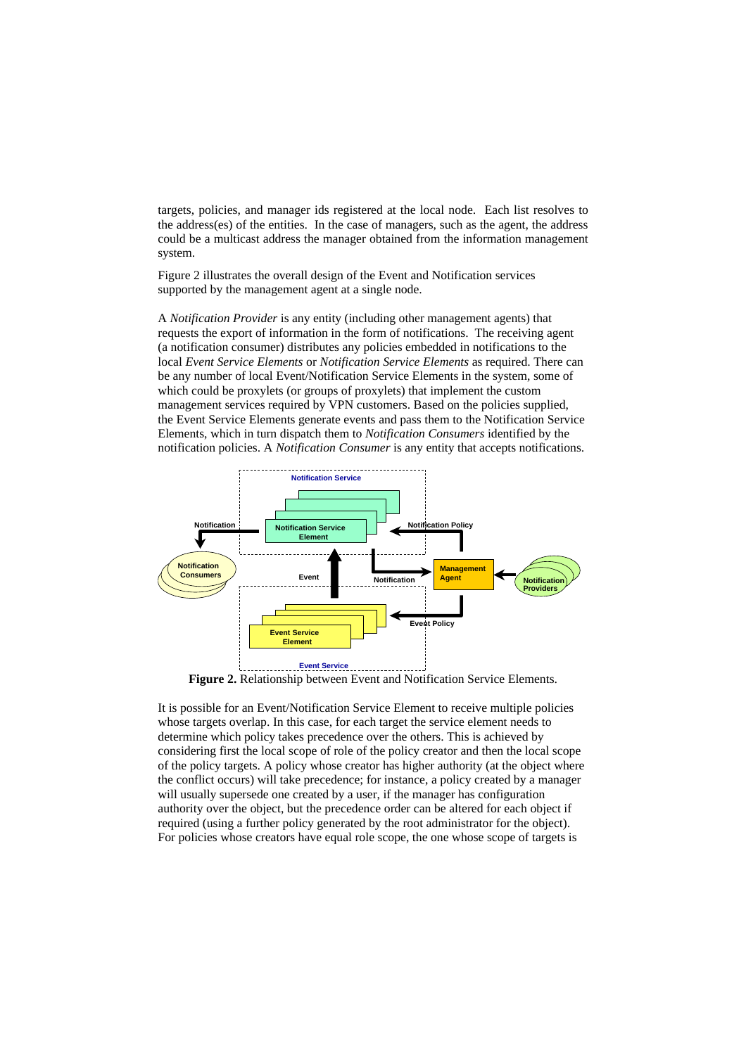targets, policies, and manager ids registered at the local node. Each list resolves to the address(es) of the entities. In the case of managers, such as the agent, the address could be a multicast address the manager obtained from the information management system.

Figure 2 illustrates the overall design of the Event and Notification services supported by the management agent at a single node.

A *Notification Provider* is any entity (including other management agents) that requests the export of information in the form of notifications. The receiving agent (a notification consumer) distributes any policies embedded in notifications to the local *Event Service Elements* or *Notification Service Elements* as required. There can be any number of local Event/Notification Service Elements in the system, some of which could be proxylets (or groups of proxylets) that implement the custom management services required by VPN customers. Based on the policies supplied, the Event Service Elements generate events and pass them to the Notification Service Elements, which in turn dispatch them to *Notification Consumers* identified by the notification policies. A *Notification Consumer* is any entity that accepts notifications.

**Figure 2.** Relationship between Event and Notification Service Elements.

It is possible for an Event/Notification Service Element to receive multiple policies whose targets overlap. In this case, for each target the service element needs to determine which policy takes precedence over the others. This is achieved by considering first the local scope of role of the policy creator and then the local scope of the policy targets. A policy whose creator has higher authority (at the object where the conflict occurs) will take precedence; for instance, a policy created by a manager will usually supersede one created by a user, if the manager has configuration authority over the object, but the precedence order can be altered for each object if required (using a further policy generated by the root administrator for the object). For policies whose creators have equal role scope, the one whose scope of targets is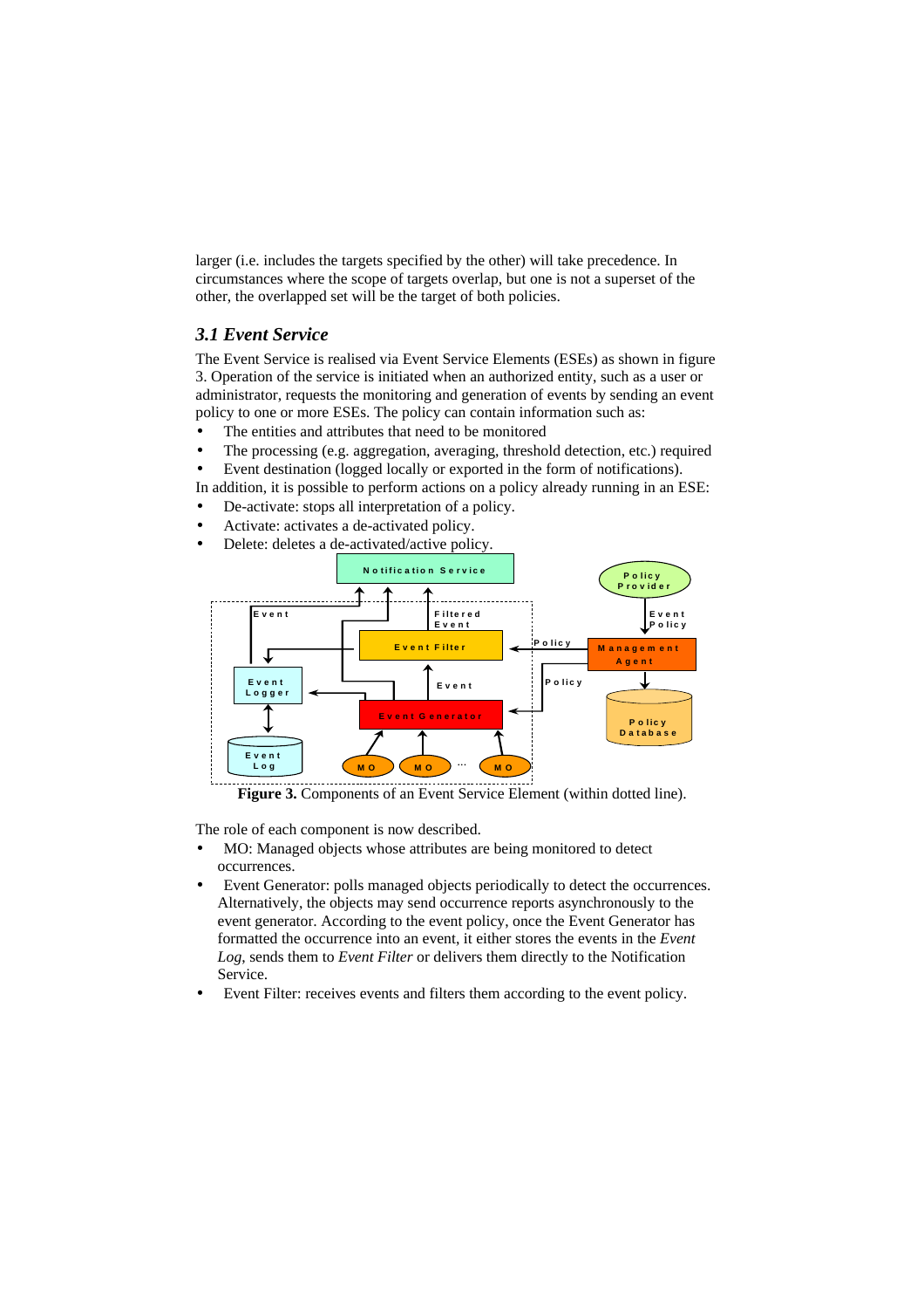larger (i.e. includes the targets specified by the other) will take precedence. In circumstances where the scope of targets overlap, but one is not a superset of the other, the overlapped set will be the target of both policies.

### *3.1 Event Service*

The Event Service is realised via Event Service Elements (ESEs) as shown in figure 3. Operation of the service is initiated when an authorized entity, such as a user or administrator, requests the monitoring and generation of events by sending an event policy to one or more ESEs. The policy can contain information such as:

- The entities and attributes that need to be monitored
- The processing (e.g. aggregation, averaging, threshold detection, etc.) required
- Event destination (logged locally or exported in the form of notifications).

In addition, it is possible to perform actions on a policy already running in an ESE:

- De-activate: stops all interpretation of a policy.
- Activate: activates a de-activated policy.
- Delete: deletes a de-activated/active policy.

**Figure 3.** Components of an Event Service Element (within dotted line).

The role of each component is now described.

- MO: Managed objects whose attributes are being monitored to detect occurrences.
- Event Generator: polls managed objects periodically to detect the occurrences. Alternatively, the objects may send occurrence reports asynchronously to the event generator. According to the event policy, once the Event Generator has formatted the occurrence into an event, it either stores the events in the *Event Log*, sends them to *Event Filter* or delivers them directly to the Notification Service.
- Event Filter: receives events and filters them according to the event policy.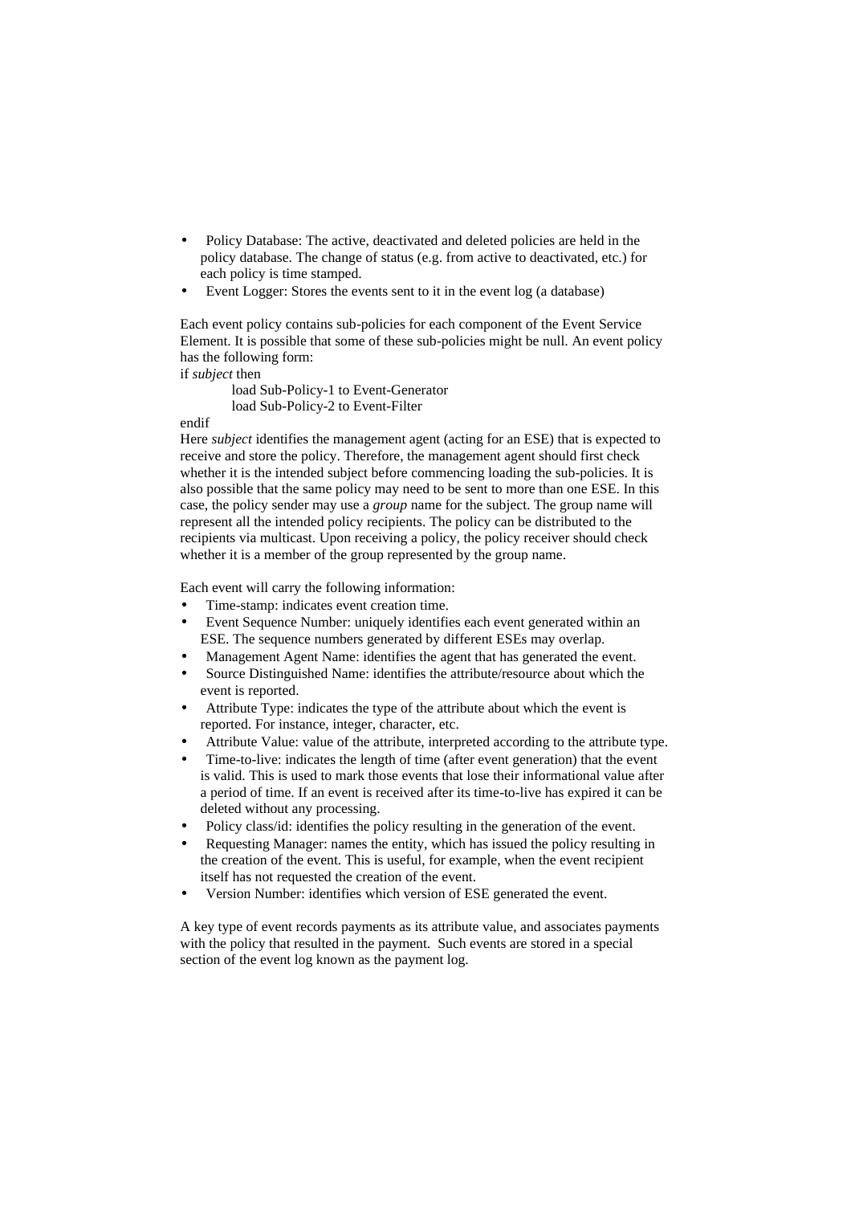- Policy Database: The active, deactivated and deleted policies are held in the policy database. The change of status (e.g. from active to deactivated, etc.) for each policy is time stamped.
- Event Logger: Stores the events sent to it in the event log (a database)

Each event policy contains sub-policies for each component of the Event Service Element. It is possible that some of these sub-policies might be null. An event policy has the following form:

if *subject* then
    load Sub-Policy-1 to Event-Generator
    load Sub-Policy-2 to Event-Filter
endif

Here *subject* identifies the management agent (acting for an ESE) that is expected to receive and store the policy. Therefore, the management agent should first check whether it is the intended subject before commencing loading the sub-policies. It is also possible that the same policy may need to be sent to more than one ESE. In this case, the policy sender may use a *group* name for the subject. The group name will represent all the intended policy recipients. The policy can be distributed to the recipients via multicast. Upon receiving a policy, the policy receiver should check whether it is a member of the group represented by the group name.

Each event will carry the following information:

- Time-stamp: indicates event creation time.
- Event Sequence Number: uniquely identifies each event generated within an ESE. The sequence numbers generated by different ESEs may overlap.
- Management Agent Name: identifies the agent that has generated the event.
- Source Distinguished Name: identifies the attribute/resource about which the event is reported.
- Attribute Type: indicates the type of the attribute about which the event is reported. For instance, integer, character, etc.
- Attribute Value: value of the attribute, interpreted according to the attribute type.
- Time-to-live: indicates the length of time (after event generation) that the event is valid. This is used to mark those events that lose their informational value after a period of time. If an event is received after its time-to-live has expired it can be deleted without any processing.
- Policy class/id: identifies the policy resulting in the generation of the event.
- Requesting Manager: names the entity, which has issued the policy resulting in the creation of the event. This is useful, for example, when the event recipient itself has not requested the creation of the event.
- Version Number: identifies which version of ESE generated the event.

A key type of event records payments as its attribute value, and associates payments with the policy that resulted in the payment. Such events are stored in a special section of the event log known as the payment log.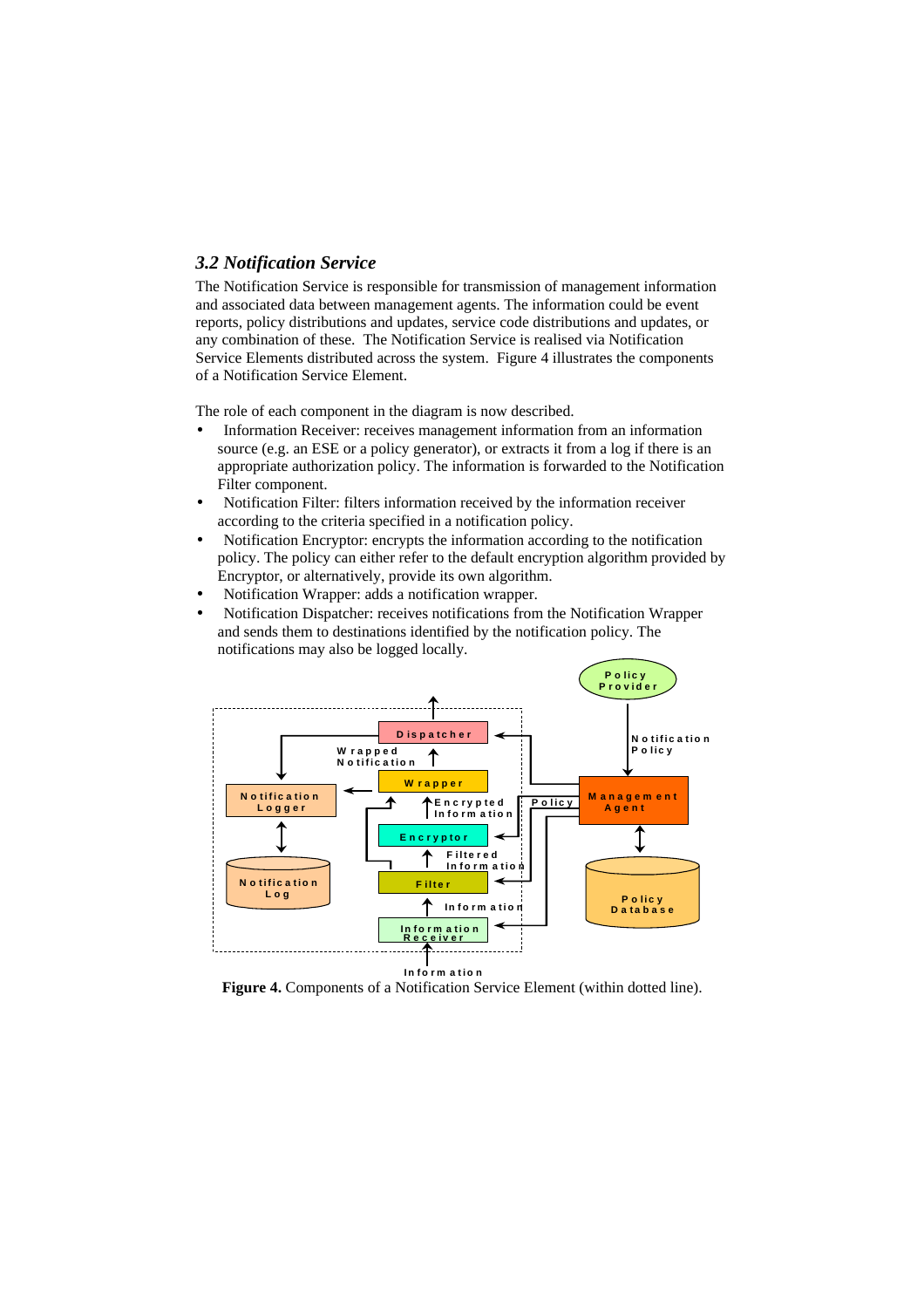### *3.2 Notification Service*

The Notification Service is responsible for transmission of management information and associated data between management agents. The information could be event reports, policy distributions and updates, service code distributions and updates, or any combination of these. The Notification Service is realised via Notification Service Elements distributed across the system. Figure 4 illustrates the components of a Notification Service Element.

The role of each component in the diagram is now described.

- Information Receiver: receives management information from an information source (e.g. an ESE or a policy generator), or extracts it from a log if there is an appropriate authorization policy. The information is forwarded to the Notification Filter component.
- Notification Filter: filters information received by the information receiver according to the criteria specified in a notification policy.
- Notification Encryptor: encrypts the information according to the notification policy. The policy can either refer to the default encryption algorithm provided by Encryptor, or alternatively, provide its own algorithm.
- Notification Wrapper: adds a notification wrapper.
- Notification Dispatcher: receives notifications from the Notification Wrapper and sends them to destinations identified by the notification policy. The notifications may also be logged locally.

**Figure 4.** Components of a Notification Service Element (within dotted line).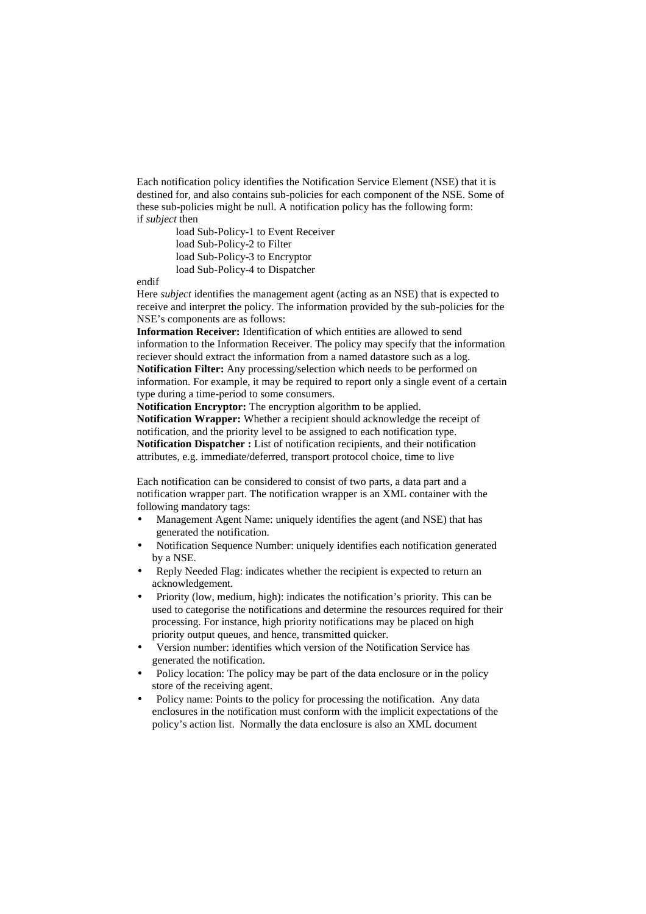Each notification policy identifies the Notification Service Element (NSE) that it is destined for, and also contains sub-policies for each component of the NSE. Some of these sub-policies might be null. A notification policy has the following form:

if *subject* then

    load Sub-Policy-1 to Event Receiver

    load Sub-Policy-2 to Filter

    load Sub-Policy-3 to Encryptor

    load Sub-Policy-4 to Dispatcher

endif

Here *subject* identifies the management agent (acting as an NSE) that is expected to receive and interpret the policy. The information provided by the sub-policies for the NSE's components are as follows:

**Information Receiver:** Identification of which entities are allowed to send information to the Information Receiver. The policy may specify that the information reciever should extract the information from a named datastore such as a log.

**Notification Filter:** Any processing/selection which needs to be performed on information. For example, it may be required to report only a single event of a certain type during a time-period to some consumers.

**Notification Encryptor:** The encryption algorithm to be applied.

**Notification Wrapper:** Whether a recipient should acknowledge the receipt of notification, and the priority level to be assigned to each notification type.

**Notification Dispatcher :** List of notification recipients, and their notification attributes, e.g. immediate/deferred, transport protocol choice, time to live

Each notification can be considered to consist of two parts, a data part and a notification wrapper part. The notification wrapper is an XML container with the following mandatory tags:

- Management Agent Name: uniquely identifies the agent (and NSE) that has generated the notification.
- Notification Sequence Number: uniquely identifies each notification generated by a NSE.
- Reply Needed Flag: indicates whether the recipient is expected to return an acknowledgement.
- Priority (low, medium, high): indicates the notification's priority. This can be used to categorise the notifications and determine the resources required for their processing. For instance, high priority notifications may be placed on high priority output queues, and hence, transmitted quicker.
- Version number: identifies which version of the Notification Service has generated the notification.
- Policy location: The policy may be part of the data enclosure or in the policy store of the receiving agent.
- Policy name: Points to the policy for processing the notification. Any data enclosures in the notification must conform with the implicit expectations of the policy's action list. Normally the data enclosure is also an XML document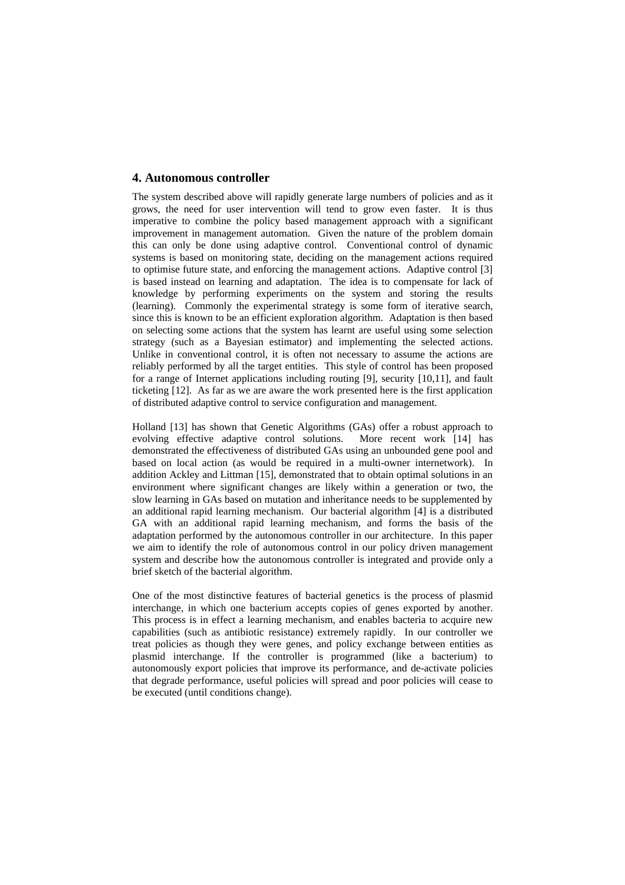## 4. Autonomous controller

The system described above will rapidly generate large numbers of policies and as it grows, the need for user intervention will tend to grow even faster. It is thus imperative to combine the policy based management approach with a significant improvement in management automation. Given the nature of the problem domain this can only be done using adaptive control. Conventional control of dynamic systems is based on monitoring state, deciding on the management actions required to optimise future state, and enforcing the management actions. Adaptive control [3] is based instead on learning and adaptation. The idea is to compensate for lack of knowledge by performing experiments on the system and storing the results (learning). Commonly the experimental strategy is some form of iterative search, since this is known to be an efficient exploration algorithm. Adaptation is then based on selecting some actions that the system has learnt are useful using some selection strategy (such as a Bayesian estimator) and implementing the selected actions. Unlike in conventional control, it is often not necessary to assume the actions are reliably performed by all the target entities. This style of control has been proposed for a range of Internet applications including routing [9], security [10,11], and fault ticketing [12]. As far as we are aware the work presented here is the first application of distributed adaptive control to service configuration and management.

Holland [13] has shown that Genetic Algorithms (GAs) offer a robust approach to evolving effective adaptive control solutions. More recent work [14] has demonstrated the effectiveness of distributed GAs using an unbounded gene pool and based on local action (as would be required in a multi-owner internetwork). In addition Ackley and Littman [15], demonstrated that to obtain optimal solutions in an environment where significant changes are likely within a generation or two, the slow learning in GAs based on mutation and inheritance needs to be supplemented by an additional rapid learning mechanism. Our bacterial algorithm [4] is a distributed GA with an additional rapid learning mechanism, and forms the basis of the adaptation performed by the autonomous controller in our architecture. In this paper we aim to identify the role of autonomous control in our policy driven management system and describe how the autonomous controller is integrated and provide only a brief sketch of the bacterial algorithm.

One of the most distinctive features of bacterial genetics is the process of plasmid interchange, in which one bacterium accepts copies of genes exported by another. This process is in effect a learning mechanism, and enables bacteria to acquire new capabilities (such as antibiotic resistance) extremely rapidly. In our controller we treat policies as though they were genes, and policy exchange between entities as plasmid interchange. If the controller is programmed (like a bacterium) to autonomously export policies that improve its performance, and de-activate policies that degrade performance, useful policies will spread and poor policies will cease to be executed (until conditions change).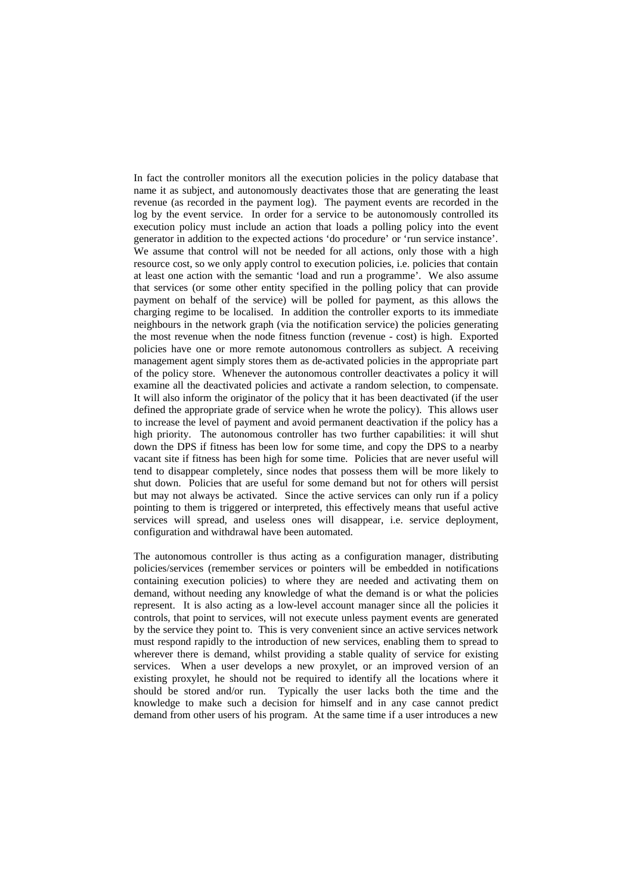In fact the controller monitors all the execution policies in the policy database that name it as subject, and autonomously deactivates those that are generating the least revenue (as recorded in the payment log). The payment events are recorded in the log by the event service. In order for a service to be autonomously controlled its execution policy must include an action that loads a polling policy into the event generator in addition to the expected actions 'do procedure' or 'run service instance'. We assume that control will not be needed for all actions, only those with a high resource cost, so we only apply control to execution policies, i.e. policies that contain at least one action with the semantic 'load and run a programme'. We also assume that services (or some other entity specified in the polling policy that can provide payment on behalf of the service) will be polled for payment, as this allows the charging regime to be localised. In addition the controller exports to its immediate neighbours in the network graph (via the notification service) the policies generating the most revenue when the node fitness function (revenue - cost) is high. Exported policies have one or more remote autonomous controllers as subject. A receiving management agent simply stores them as de-activated policies in the appropriate part of the policy store. Whenever the autonomous controller deactivates a policy it will examine all the deactivated policies and activate a random selection, to compensate. It will also inform the originator of the policy that it has been deactivated (if the user defined the appropriate grade of service when he wrote the policy). This allows user to increase the level of payment and avoid permanent deactivation if the policy has a high priority. The autonomous controller has two further capabilities: it will shut down the DPS if fitness has been low for some time, and copy the DPS to a nearby vacant site if fitness has been high for some time. Policies that are never useful will tend to disappear completely, since nodes that possess them will be more likely to shut down. Policies that are useful for some demand but not for others will persist but may not always be activated. Since the active services can only run if a policy pointing to them is triggered or interpreted, this effectively means that useful active services will spread, and useless ones will disappear, i.e. service deployment, configuration and withdrawal have been automated.

The autonomous controller is thus acting as a configuration manager, distributing policies/services (remember services or pointers will be embedded in notifications containing execution policies) to where they are needed and activating them on demand, without needing any knowledge of what the demand is or what the policies represent. It is also acting as a low-level account manager since all the policies it controls, that point to services, will not execute unless payment events are generated by the service they point to. This is very convenient since an active services network must respond rapidly to the introduction of new services, enabling them to spread to wherever there is demand, whilst providing a stable quality of service for existing services. When a user develops a new proxylet, or an improved version of an existing proxylet, he should not be required to identify all the locations where it should be stored and/or run. Typically the user lacks both the time and the knowledge to make such a decision for himself and in any case cannot predict demand from other users of his program. At the same time if a user introduces a new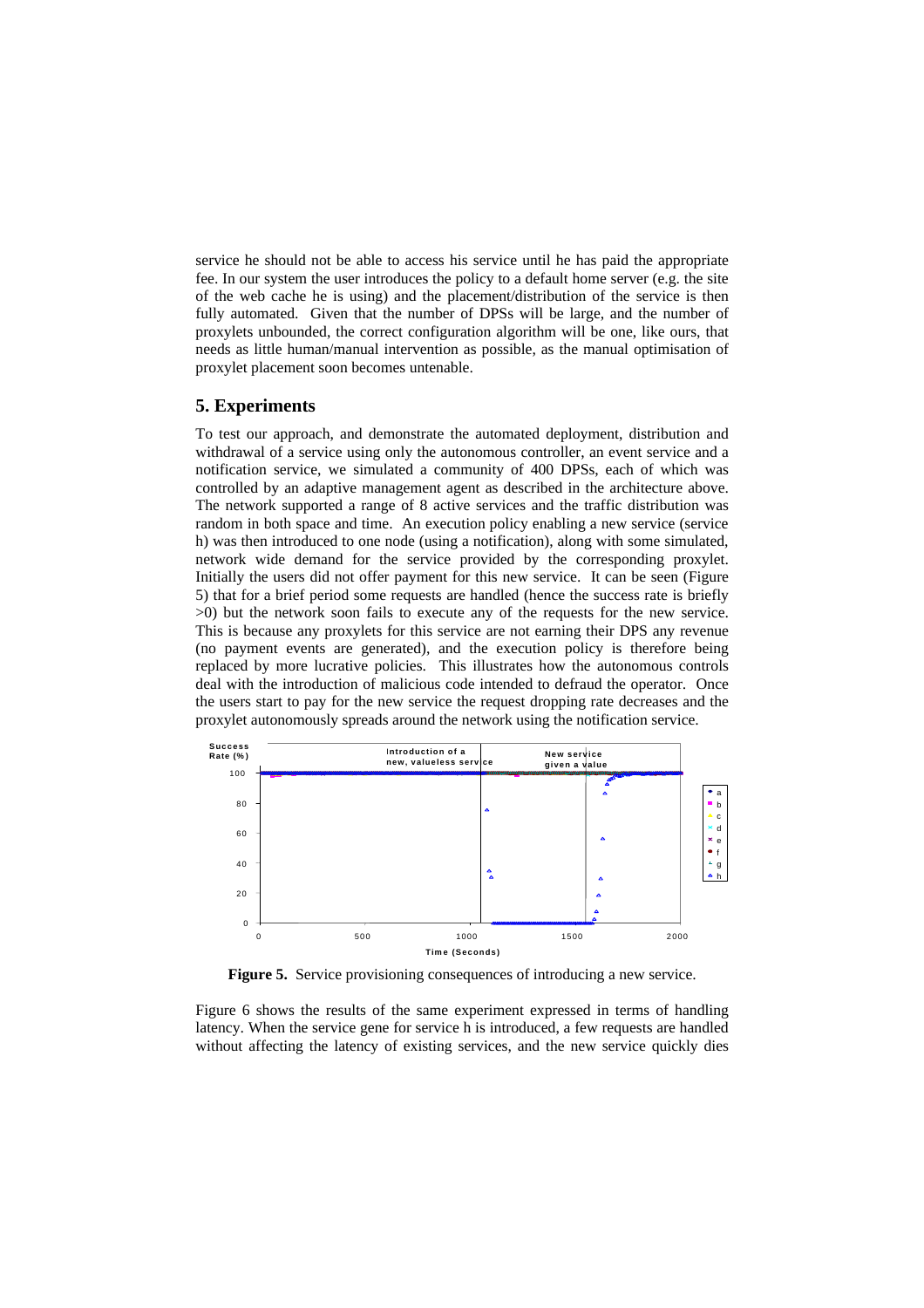service he should not be able to access his service until he has paid the appropriate fee. In our system the user introduces the policy to a default home server (e.g. the site of the web cache he is using) and the placement/distribution of the service is then fully automated. Given that the number of DPSs will be large, and the number of proxylets unbounded, the correct configuration algorithm will be one, like ours, that needs as little human/manual intervention as possible, as the manual optimisation of proxylet placement soon becomes untenable.

## 5. Experiments

To test our approach, and demonstrate the automated deployment, distribution and withdrawal of a service using only the autonomous controller, an event service and a notification service, we simulated a community of 400 DPSs, each of which was controlled by an adaptive management agent as described in the architecture above. The network supported a range of 8 active services and the traffic distribution was random in both space and time. An execution policy enabling a new service (service h) was then introduced to one node (using a notification), along with some simulated, network wide demand for the service provided by the corresponding proxylet. Initially the users did not offer payment for this new service. It can be seen (Figure 5) that for a brief period some requests are handled (hence the success rate is briefly >0) but the network soon fails to execute any of the requests for the new service. This is because any proxylets for this service are not earning their DPS any revenue (no payment events are generated), and the execution policy is therefore being replaced by more lucrative policies. This illustrates how the autonomous controls deal with the introduction of malicious code intended to defraud the operator. Once the users start to pay for the new service the request dropping rate decreases and the proxylet autonomously spreads around the network using the notification service.

**Figure 5.** Service provisioning consequences of introducing a new service.

Figure 6 shows the results of the same experiment expressed in terms of handling latency. When the service gene for service h is introduced, a few requests are handled without affecting the latency of existing services, and the new service quickly dies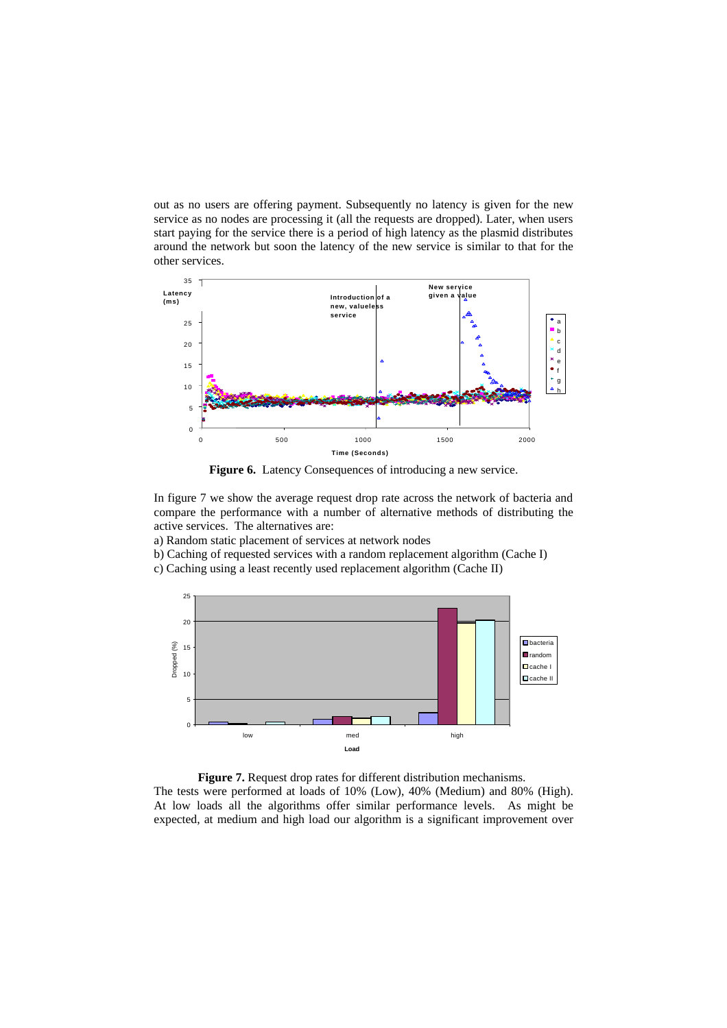out as no users are offering payment. Subsequently no latency is given for the new service as no nodes are processing it (all the requests are dropped). Later, when users start paying for the service there is a period of high latency as the plasmid distributes around the network but soon the latency of the new service is similar to that for the other services.

**Figure 6.** Latency Consequences of introducing a new service.

In figure 7 we show the average request drop rate across the network of bacteria and compare the performance with a number of alternative methods of distributing the active services. The alternatives are:

a) Random static placement of services at network nodes

b) Caching of requested services with a random replacement algorithm (Cache I)

c) Caching using a least recently used replacement algorithm (Cache II)

**Figure 7.** Request drop rates for different distribution mechanisms.

The tests were performed at loads of 10% (Low), 40% (Medium) and 80% (High). At low loads all the algorithms offer similar performance levels. As might be expected, at medium and high load our algorithm is a significant improvement over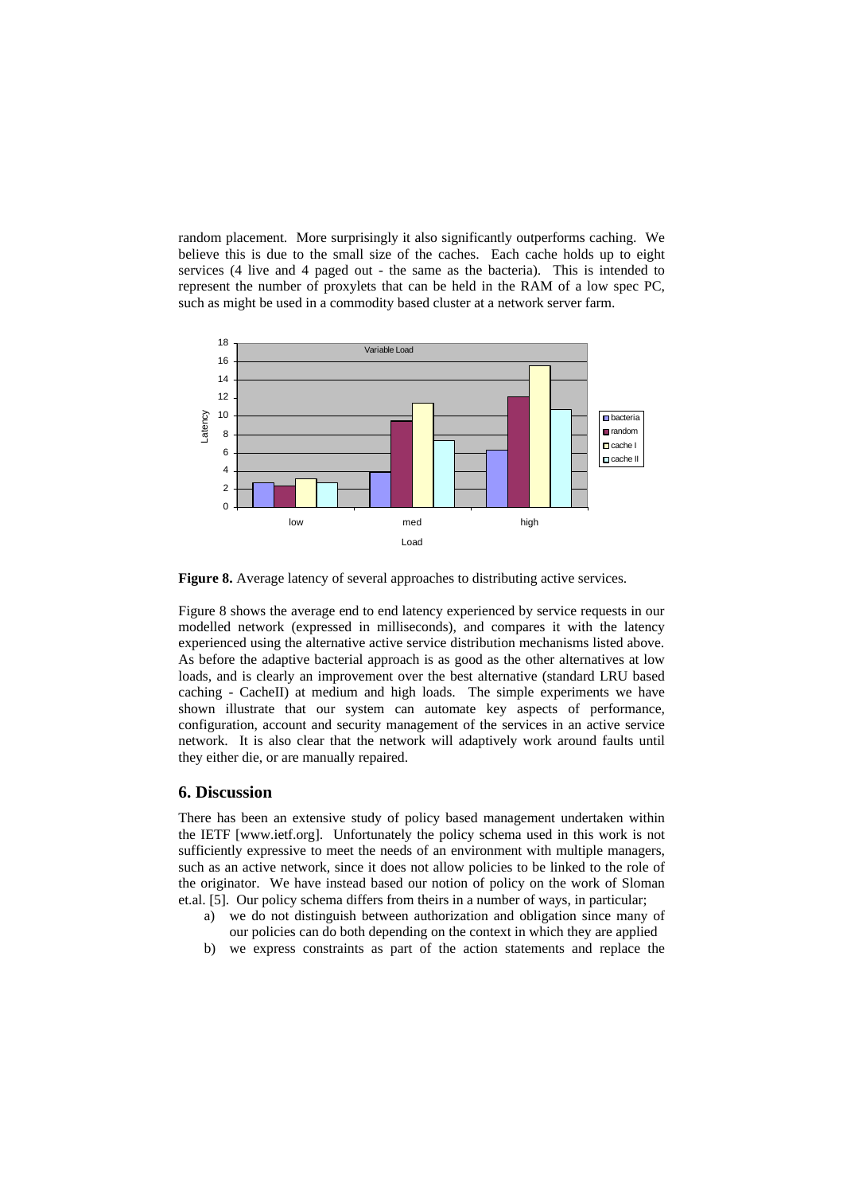random placement. More surprisingly it also significantly outperforms caching. We believe this is due to the small size of the caches. Each cache holds up to eight services (4 live and 4 paged out - the same as the bacteria). This is intended to represent the number of proxylets that can be held in the RAM of a low spec PC, such as might be used in a commodity based cluster at a network server farm.

**Figure 8.** Average latency of several approaches to distributing active services.

Figure 8 shows the average end to end latency experienced by service requests in our modelled network (expressed in milliseconds), and compares it with the latency experienced using the alternative active service distribution mechanisms listed above. As before the adaptive bacterial approach is as good as the other alternatives at low loads, and is clearly an improvement over the best alternative (standard LRU based caching - CacheII) at medium and high loads. The simple experiments we have shown illustrate that our system can automate key aspects of performance, configuration, account and security management of the services in an active service network. It is also clear that the network will adaptively work around faults until they either die, or are manually repaired.

## 6. Discussion

There has been an extensive study of policy based management undertaken within the IETF [www.ietf.org]. Unfortunately the policy schema used in this work is not sufficiently expressive to meet the needs of an environment with multiple managers, such as an active network, since it does not allow policies to be linked to the role of the originator. We have instead based our notion of policy on the work of Sloman et.al. [5]. Our policy schema differs from theirs in a number of ways, in particular;

a) we do not distinguish between authorization and obligation since many of our policies can do both depending on the context in which they are applied
b) we express constraints as part of the action statements and replace the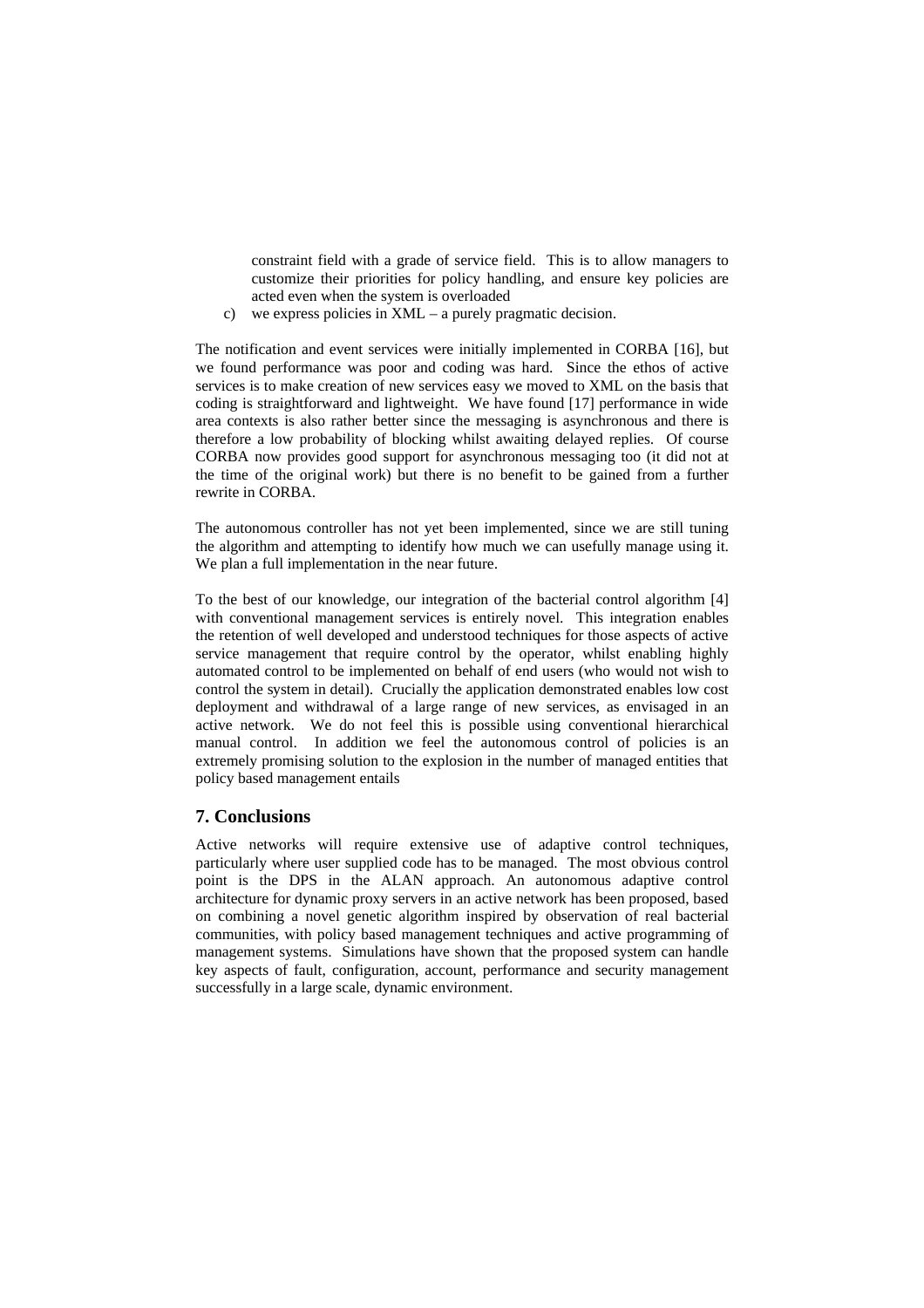constraint field with a grade of service field. This is to allow managers to customize their priorities for policy handling, and ensure key policies are acted even when the system is overloaded

c) we express policies in XML – a purely pragmatic decision.

The notification and event services were initially implemented in CORBA [16], but we found performance was poor and coding was hard. Since the ethos of active services is to make creation of new services easy we moved to XML on the basis that coding is straightforward and lightweight. We have found [17] performance in wide area contexts is also rather better since the messaging is asynchronous and there is therefore a low probability of blocking whilst awaiting delayed replies. Of course CORBA now provides good support for asynchronous messaging too (it did not at the time of the original work) but there is no benefit to be gained from a further rewrite in CORBA.

The autonomous controller has not yet been implemented, since we are still tuning the algorithm and attempting to identify how much we can usefully manage using it. We plan a full implementation in the near future.

To the best of our knowledge, our integration of the bacterial control algorithm [4] with conventional management services is entirely novel. This integration enables the retention of well developed and understood techniques for those aspects of active service management that require control by the operator, whilst enabling highly automated control to be implemented on behalf of end users (who would not wish to control the system in detail). Crucially the application demonstrated enables low cost deployment and withdrawal of a large range of new services, as envisaged in an active network. We do not feel this is possible using conventional hierarchical manual control. In addition we feel the autonomous control of policies is an extremely promising solution to the explosion in the number of managed entities that policy based management entails

## 7. Conclusions

Active networks will require extensive use of adaptive control techniques, particularly where user supplied code has to be managed. The most obvious control point is the DPS in the ALAN approach. An autonomous adaptive control architecture for dynamic proxy servers in an active network has been proposed, based on combining a novel genetic algorithm inspired by observation of real bacterial communities, with policy based management techniques and active programming of management systems. Simulations have shown that the proposed system can handle key aspects of fault, configuration, account, performance and security management successfully in a large scale, dynamic environment.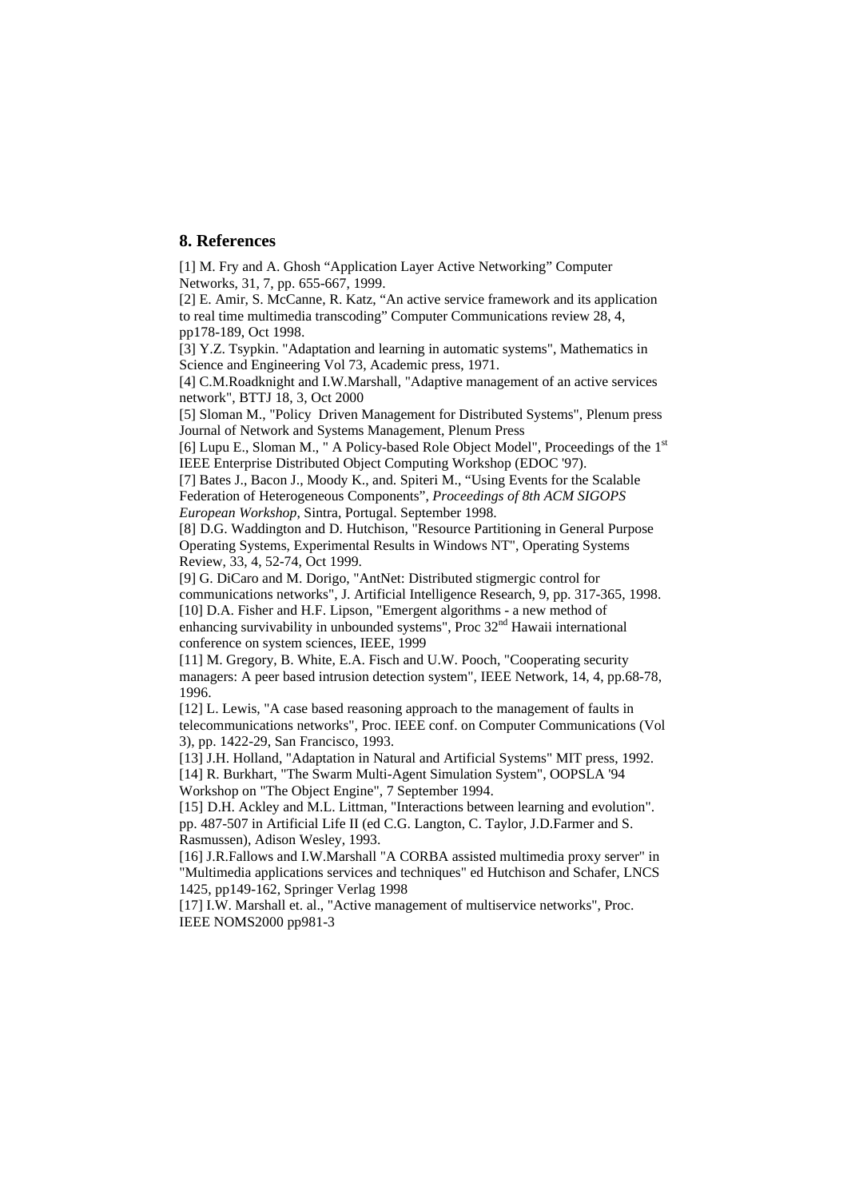## 8. References

[1] M. Fry and A. Ghosh "Application Layer Active Networking" Computer Networks, 31, 7, pp. 655-667, 1999.

[2] E. Amir, S. McCanne, R. Katz, "An active service framework and its application to real time multimedia transcoding" Computer Communications review 28, 4, pp178-189, Oct 1998.

[3] Y.Z. Tsypkin. "Adaptation and learning in automatic systems", Mathematics in Science and Engineering Vol 73, Academic press, 1971.

[4] C.M.Roadknight and I.W.Marshall, "Adaptive management of an active services network", BTTJ 18, 3, Oct 2000

[5] Sloman M., "Policy Driven Management for Distributed Systems", Plenum press Journal of Network and Systems Management, Plenum Press

[6] Lupu E., Sloman M., " A Policy-based Role Object Model", Proceedings of the 1st IEEE Enterprise Distributed Object Computing Workshop (EDOC '97).

[7] Bates J., Bacon J., Moody K., and. Spiteri M., "Using Events for the Scalable Federation of Heterogeneous Components", *Proceedings of 8th ACM SIGOPS European Workshop*, Sintra, Portugal. September 1998.

[8] D.G. Waddington and D. Hutchison, "Resource Partitioning in General Purpose Operating Systems, Experimental Results in Windows NT", Operating Systems Review, 33, 4, 52-74, Oct 1999.

[9] G. DiCaro and M. Dorigo, "AntNet: Distributed stigmergic control for communications networks", J. Artificial Intelligence Research, 9, pp. 317-365, 1998.

[10] D.A. Fisher and H.F. Lipson, "Emergent algorithms - a new method of enhancing survivability in unbounded systems", Proc 32nd Hawaii international conference on system sciences, IEEE, 1999

[11] M. Gregory, B. White, E.A. Fisch and U.W. Pooch, "Cooperating security managers: A peer based intrusion detection system", IEEE Network, 14, 4, pp.68-78, 1996.

[12] L. Lewis, "A case based reasoning approach to the management of faults in telecommunications networks", Proc. IEEE conf. on Computer Communications (Vol 3), pp. 1422-29, San Francisco, 1993.

[13] J.H. Holland, "Adaptation in Natural and Artificial Systems" MIT press, 1992.

[14] R. Burkhart, "The Swarm Multi-Agent Simulation System", OOPSLA '94 Workshop on "The Object Engine", 7 September 1994.

[15] D.H. Ackley and M.L. Littman, "Interactions between learning and evolution". pp. 487-507 in Artificial Life II (ed C.G. Langton, C. Taylor, J.D.Farmer and S. Rasmussen), Adison Wesley, 1993.

[16] J.R.Fallows and I.W.Marshall "A CORBA assisted multimedia proxy server" in "Multimedia applications services and techniques" ed Hutchison and Schafer, LNCS 1425, pp149-162, Springer Verlag 1998

[17] I.W. Marshall et. al., "Active management of multiservice networks", Proc. IEEE NOMS2000 pp981-3